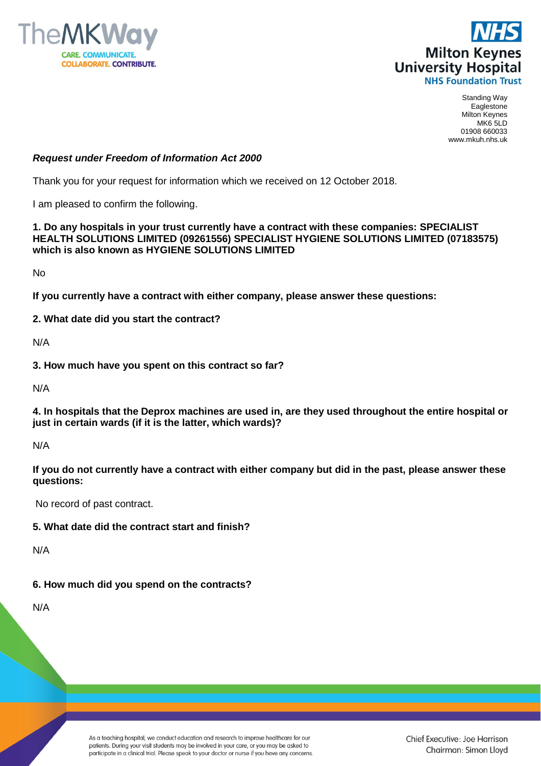TheMKWay
CARE. COMMUNICATE.
COLLABORATE. CONTRIBUTE.

NHS
Milton Keynes
University Hospital
NHS Foundation Trust

Standing Way
Eaglestone
Milton Keynes
MK6 5LD
01908 660033
www.mkuh.nhs.uk

***Request under Freedom of Information Act 2000***

Thank you for your request for information which we received on 12 October 2018.

I am pleased to confirm the following.

**1. Do any hospitals in your trust currently have a contract with these companies: SPECIALIST HEALTH SOLUTIONS LIMITED (09261556) SPECIALIST HYGIENE SOLUTIONS LIMITED (07183575) which is also known as HYGIENE SOLUTIONS LIMITED**

No

**If you currently have a contract with either company, please answer these questions:**

**2. What date did you start the contract?**

N/A

**3. How much have you spent on this contract so far?**

N/A

**4. In hospitals that the Deprox machines are used in, are they used throughout the entire hospital or just in certain wards (if it is the latter, which wards)?**

N/A

**If you do not currently have a contract with either company but did in the past, please answer these questions:**

No record of past contract.

**5. What date did the contract start and finish?**

N/A

**6. How much did you spend on the contracts?**

N/A

As a teaching hospital, we conduct education and research to improve healthcare for our patients. During your visit students may be involved in your care, or you may be asked to participate in a clinical trial. Please speak to your doctor or nurse if you have any concerns.

Chief Executive: Joe Harrison
Chairman: Simon Lloyd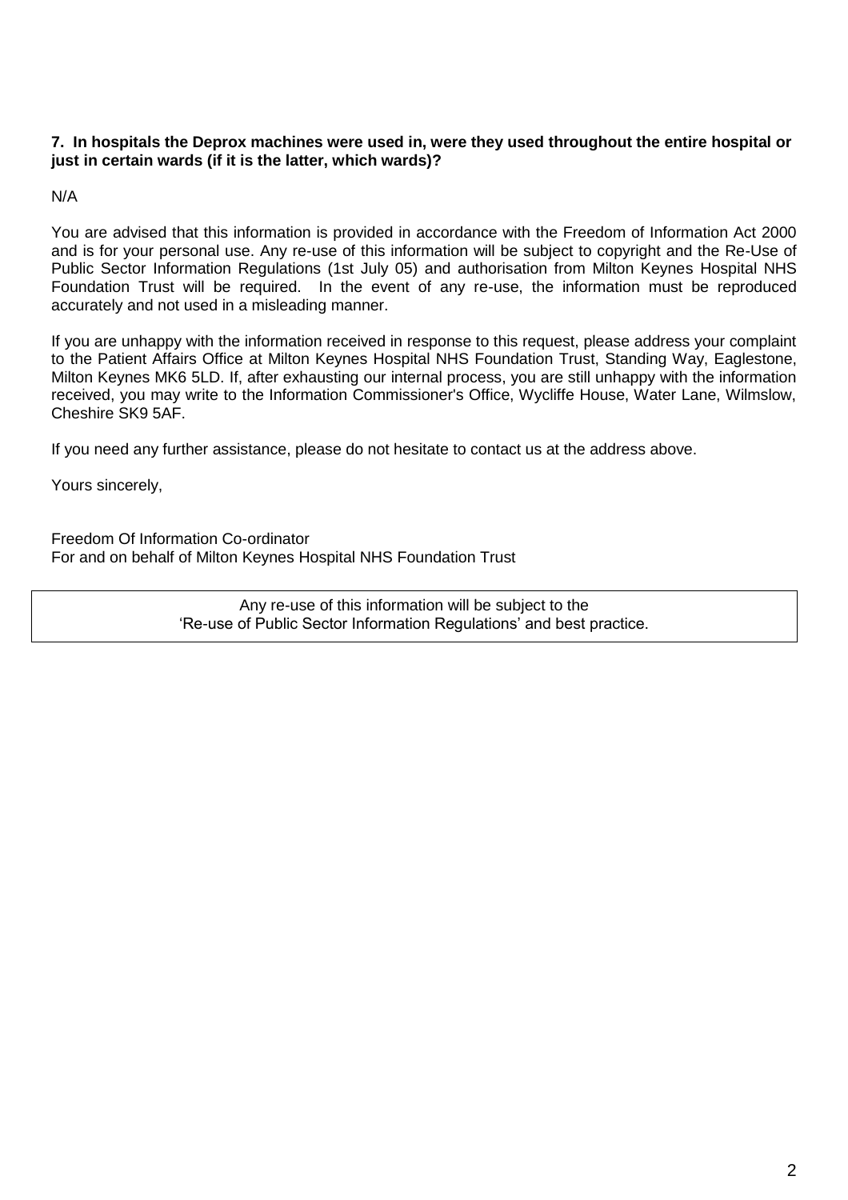**7. In hospitals the Deprox machines were used in, were they used throughout the entire hospital or just in certain wards (if it is the latter, which wards)?**

N/A

You are advised that this information is provided in accordance with the Freedom of Information Act 2000 and is for your personal use. Any re-use of this information will be subject to copyright and the Re-Use of Public Sector Information Regulations (1st July 05) and authorisation from Milton Keynes Hospital NHS Foundation Trust will be required. In the event of any re-use, the information must be reproduced accurately and not used in a misleading manner.

If you are unhappy with the information received in response to this request, please address your complaint to the Patient Affairs Office at Milton Keynes Hospital NHS Foundation Trust, Standing Way, Eaglestone, Milton Keynes MK6 5LD. If, after exhausting our internal process, you are still unhappy with the information received, you may write to the Information Commissioner's Office, Wycliffe House, Water Lane, Wilmslow, Cheshire SK9 5AF.

If you need any further assistance, please do not hesitate to contact us at the address above.

Yours sincerely,

Freedom Of Information Co-ordinator
For and on behalf of Milton Keynes Hospital NHS Foundation Trust

Any re-use of this information will be subject to the
'Re-use of Public Sector Information Regulations' and best practice.